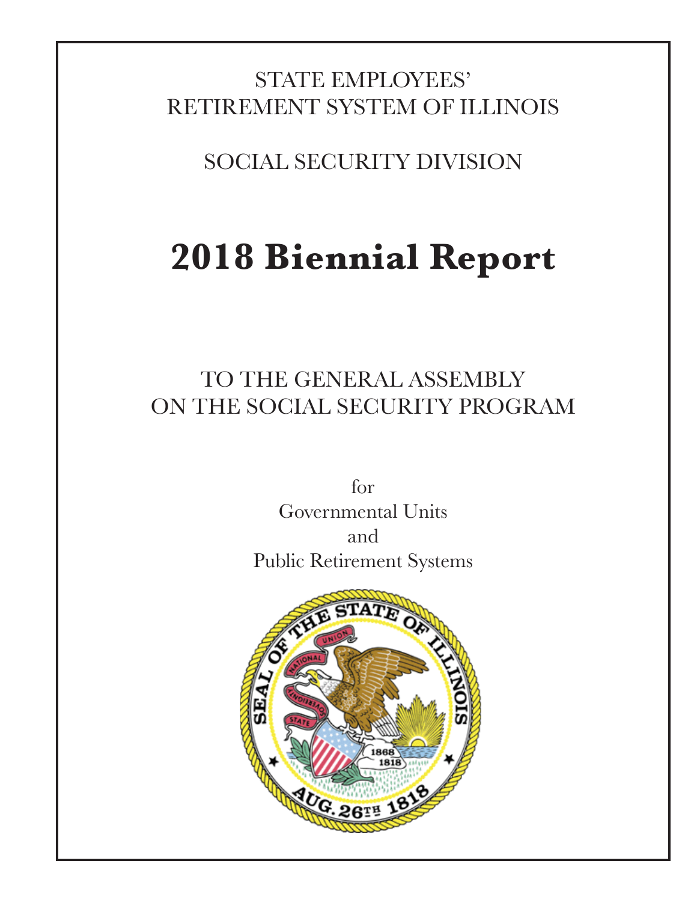STATE EMPLOYEES'
RETIREMENT SYSTEM OF ILLINOIS

SOCIAL SECURITY DIVISION

# 2018 Biennial Report

TO THE GENERAL ASSEMBLY
ON THE SOCIAL SECURITY PROGRAM

for
Governmental Units
and
Public Retirement Systems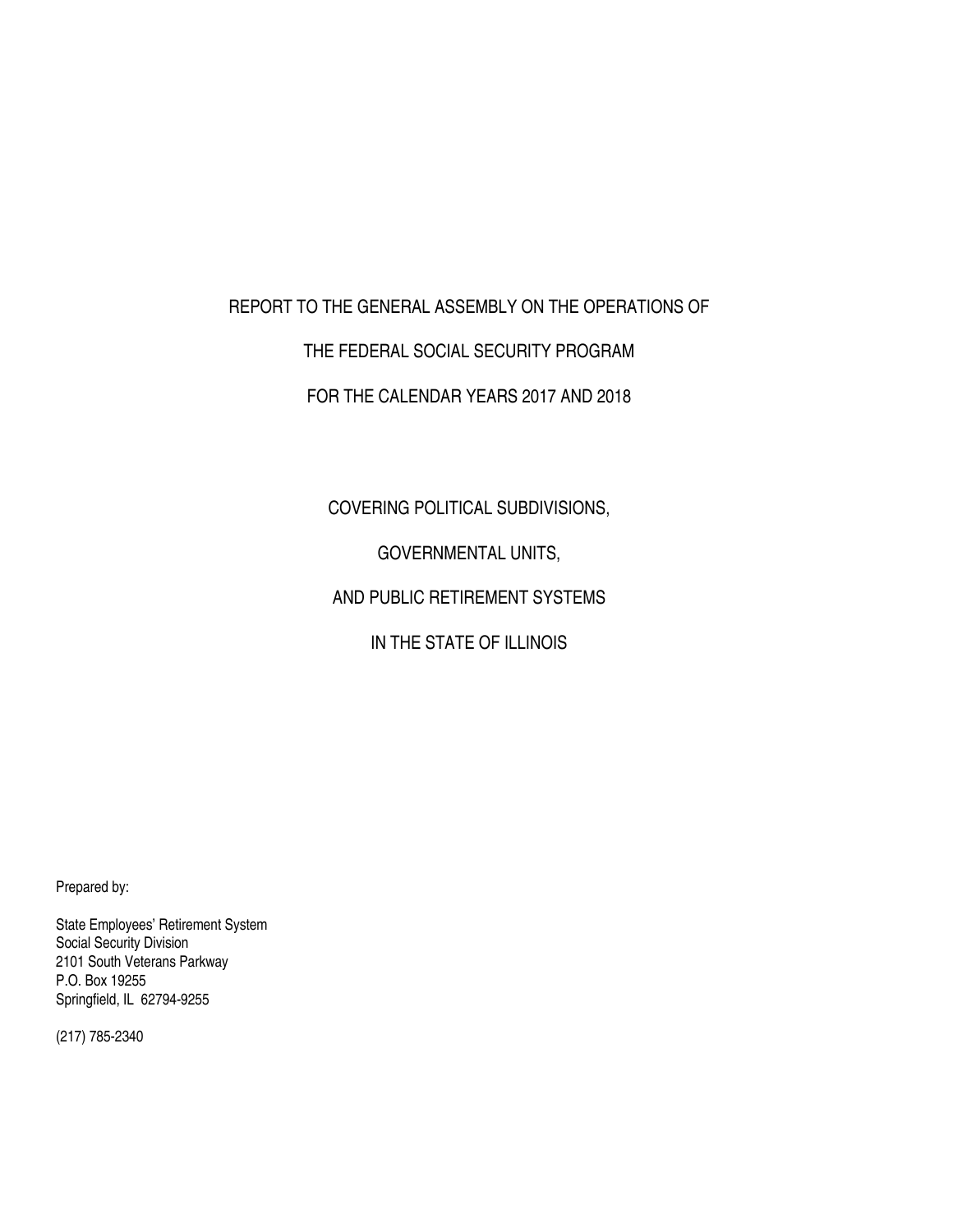# REPORT TO THE GENERAL ASSEMBLY ON THE OPERATIONS OF

# THE FEDERAL SOCIAL SECURITY PROGRAM

# FOR THE CALENDAR YEARS 2017 AND 2018

## COVERING POLITICAL SUBDIVISIONS,

## GOVERNMENTAL UNITS,

## AND PUBLIC RETIREMENT SYSTEMS

## IN THE STATE OF ILLINOIS

Prepared by:

State Employees' Retirement System
Social Security Division
2101 South Veterans Parkway
P.O. Box 19255
Springfield, IL 62794-9255

(217) 785-2340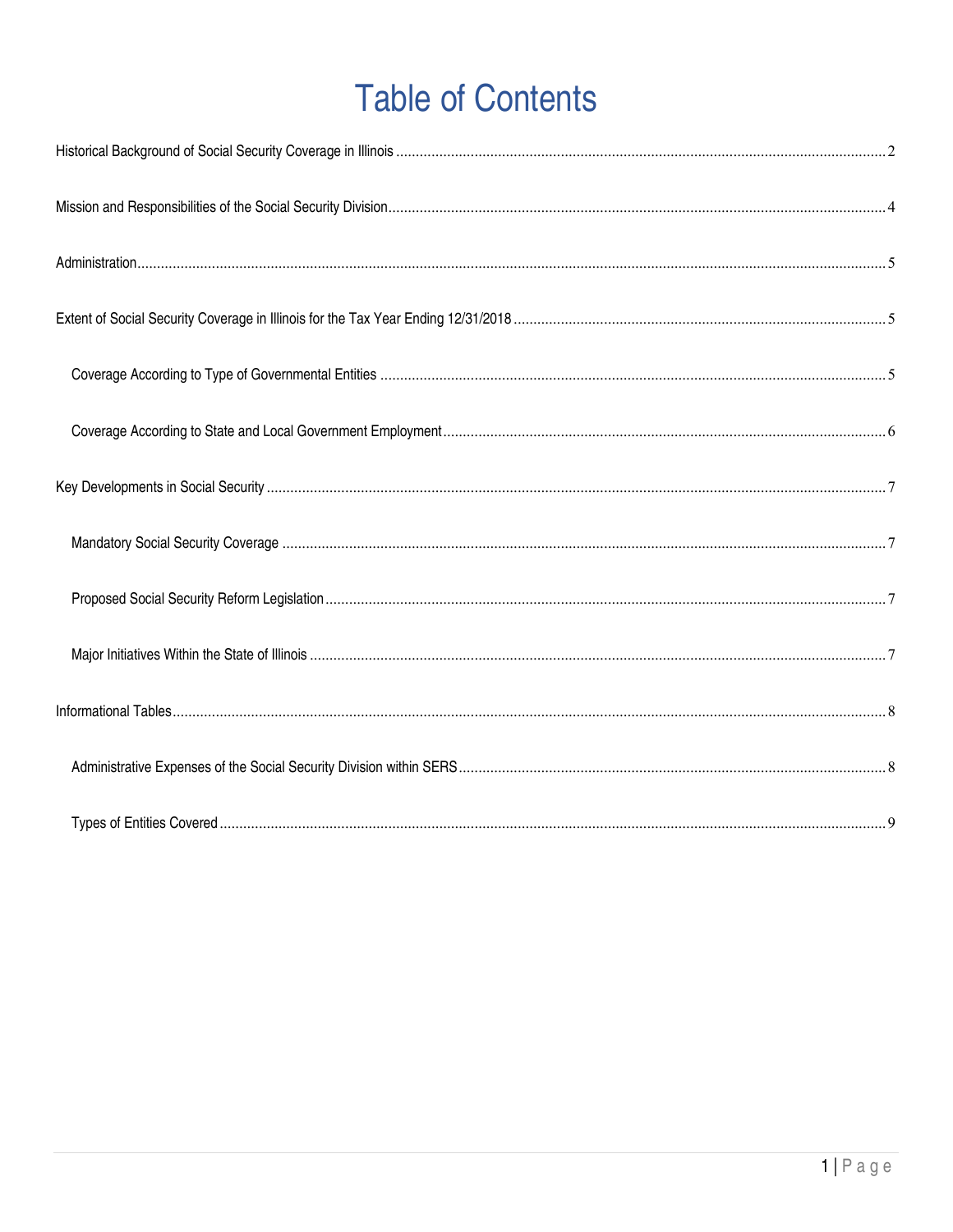# Table of Contents

Historical Background of Social Security Coverage in Illinois ........ 2

Mission and Responsibilities of the Social Security Division ........ 4

Administration ........ 5

Extent of Social Security Coverage in Illinois for the Tax Year Ending 12/31/2018 ........ 5

- Coverage According to Type of Governmental Entities ........ 5
- Coverage According to State and Local Government Employment ........ 6

Key Developments in Social Security ........ 7

- Mandatory Social Security Coverage ........ 7
- Proposed Social Security Reform Legislation ........ 7
- Major Initiatives Within the State of Illinois ........ 7

Informational Tables ........ 8

- Administrative Expenses of the Social Security Division within SERS ........ 8
- Types of Entities Covered ........ 9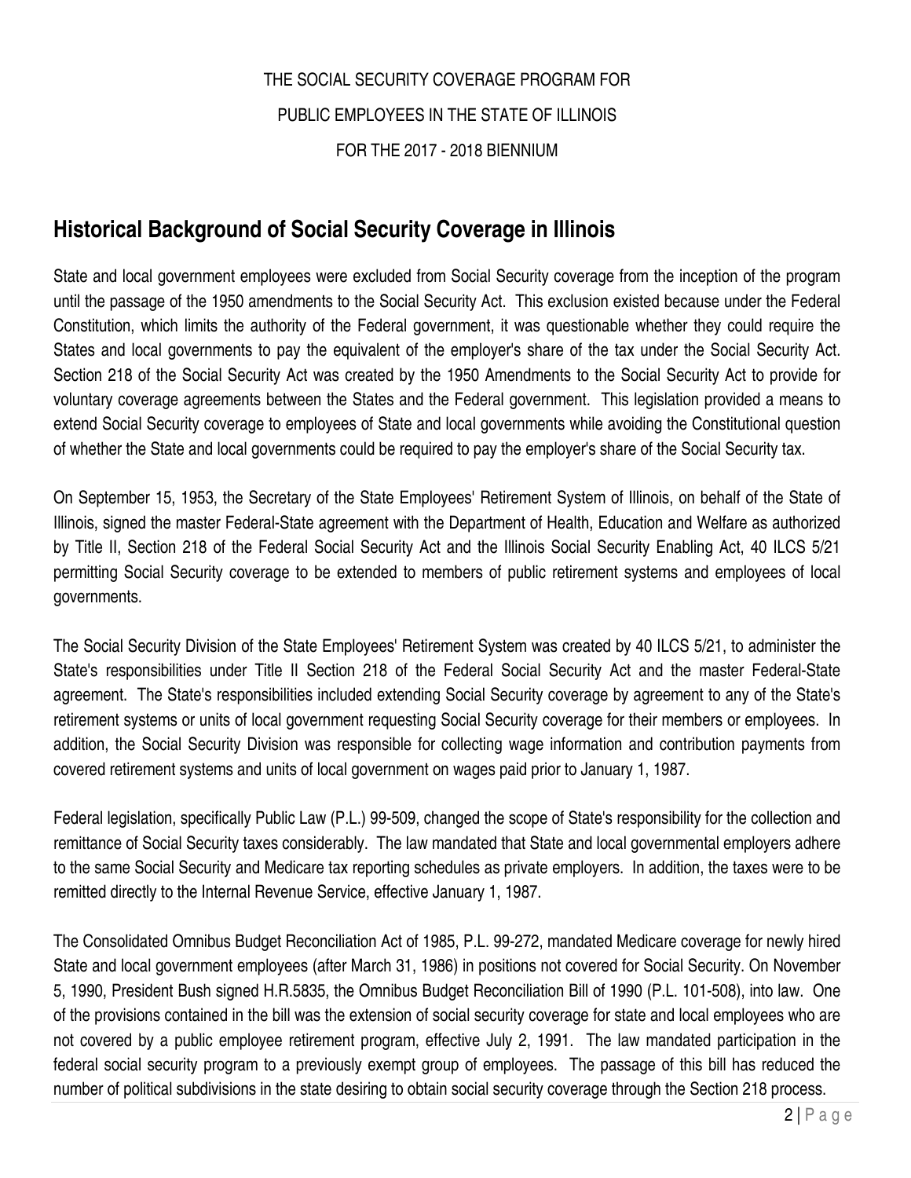THE SOCIAL SECURITY COVERAGE PROGRAM FOR

PUBLIC EMPLOYEES IN THE STATE OF ILLINOIS

FOR THE 2017 - 2018 BIENNIUM

## Historical Background of Social Security Coverage in Illinois

State and local government employees were excluded from Social Security coverage from the inception of the program until the passage of the 1950 amendments to the Social Security Act. This exclusion existed because under the Federal Constitution, which limits the authority of the Federal government, it was questionable whether they could require the States and local governments to pay the equivalent of the employer's share of the tax under the Social Security Act. Section 218 of the Social Security Act was created by the 1950 Amendments to the Social Security Act to provide for voluntary coverage agreements between the States and the Federal government. This legislation provided a means to extend Social Security coverage to employees of State and local governments while avoiding the Constitutional question of whether the State and local governments could be required to pay the employer's share of the Social Security tax.

On September 15, 1953, the Secretary of the State Employees' Retirement System of Illinois, on behalf of the State of Illinois, signed the master Federal-State agreement with the Department of Health, Education and Welfare as authorized by Title II, Section 218 of the Federal Social Security Act and the Illinois Social Security Enabling Act, 40 ILCS 5/21 permitting Social Security coverage to be extended to members of public retirement systems and employees of local governments.

The Social Security Division of the State Employees' Retirement System was created by 40 ILCS 5/21, to administer the State's responsibilities under Title II Section 218 of the Federal Social Security Act and the master Federal-State agreement. The State's responsibilities included extending Social Security coverage by agreement to any of the State's retirement systems or units of local government requesting Social Security coverage for their members or employees. In addition, the Social Security Division was responsible for collecting wage information and contribution payments from covered retirement systems and units of local government on wages paid prior to January 1, 1987.

Federal legislation, specifically Public Law (P.L.) 99-509, changed the scope of State's responsibility for the collection and remittance of Social Security taxes considerably. The law mandated that State and local governmental employers adhere to the same Social Security and Medicare tax reporting schedules as private employers. In addition, the taxes were to be remitted directly to the Internal Revenue Service, effective January 1, 1987.

The Consolidated Omnibus Budget Reconciliation Act of 1985, P.L. 99-272, mandated Medicare coverage for newly hired State and local government employees (after March 31, 1986) in positions not covered for Social Security. On November 5, 1990, President Bush signed H.R.5835, the Omnibus Budget Reconciliation Bill of 1990 (P.L. 101-508), into law. One of the provisions contained in the bill was the extension of social security coverage for state and local employees who are not covered by a public employee retirement program, effective July 2, 1991. The law mandated participation in the federal social security program to a previously exempt group of employees. The passage of this bill has reduced the number of political subdivisions in the state desiring to obtain social security coverage through the Section 218 process.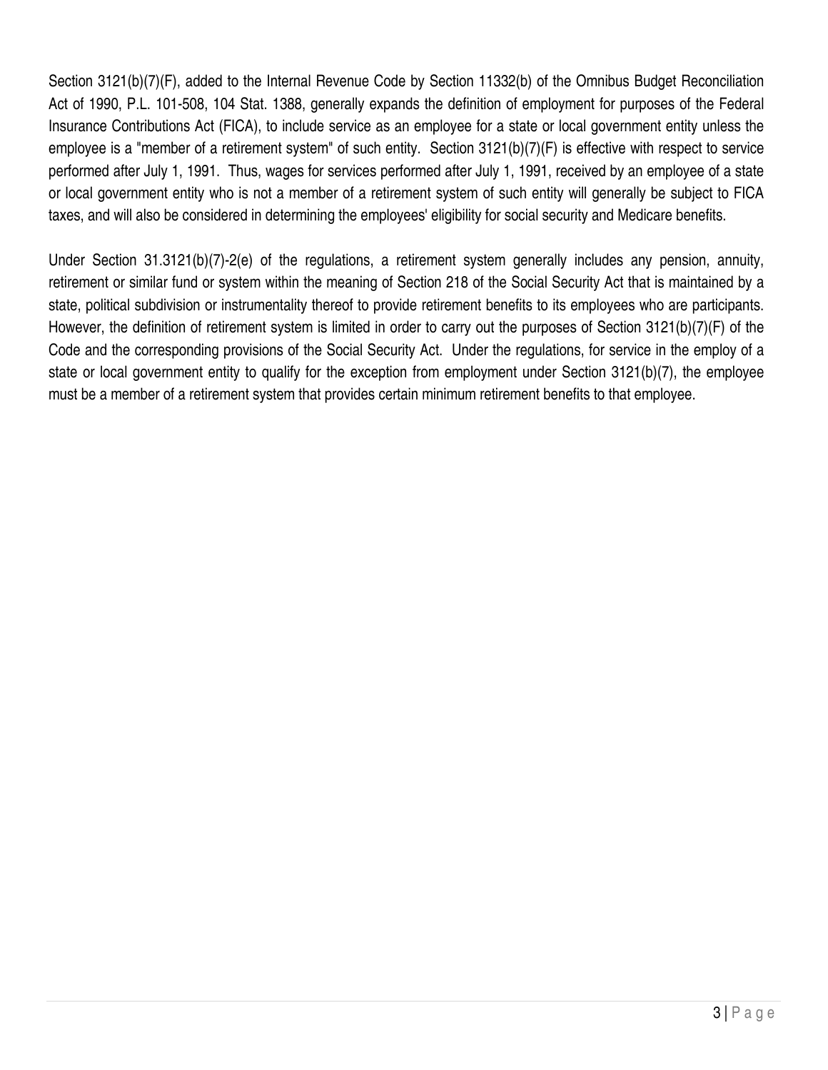Section 3121(b)(7)(F), added to the Internal Revenue Code by Section 11332(b) of the Omnibus Budget Reconciliation Act of 1990, P.L. 101-508, 104 Stat. 1388, generally expands the definition of employment for purposes of the Federal Insurance Contributions Act (FICA), to include service as an employee for a state or local government entity unless the employee is a "member of a retirement system" of such entity. Section 3121(b)(7)(F) is effective with respect to service performed after July 1, 1991. Thus, wages for services performed after July 1, 1991, received by an employee of a state or local government entity who is not a member of a retirement system of such entity will generally be subject to FICA taxes, and will also be considered in determining the employees' eligibility for social security and Medicare benefits.

Under Section 31.3121(b)(7)-2(e) of the regulations, a retirement system generally includes any pension, annuity, retirement or similar fund or system within the meaning of Section 218 of the Social Security Act that is maintained by a state, political subdivision or instrumentality thereof to provide retirement benefits to its employees who are participants. However, the definition of retirement system is limited in order to carry out the purposes of Section 3121(b)(7)(F) of the Code and the corresponding provisions of the Social Security Act. Under the regulations, for service in the employ of a state or local government entity to qualify for the exception from employment under Section 3121(b)(7), the employee must be a member of a retirement system that provides certain minimum retirement benefits to that employee.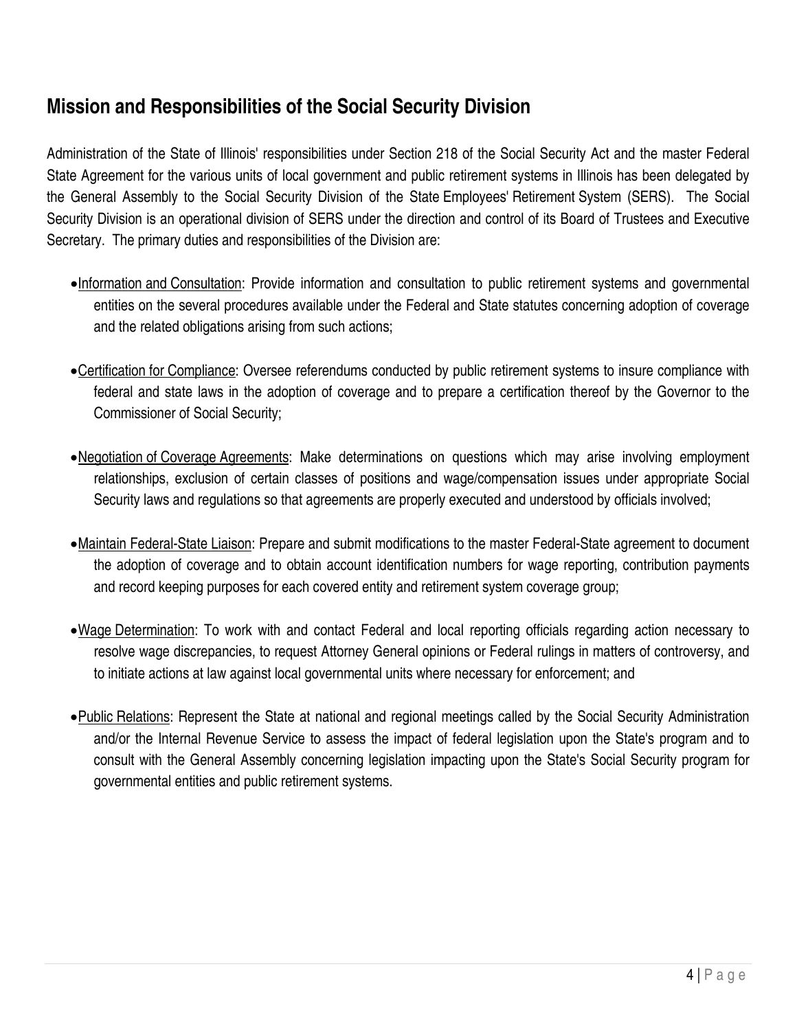## Mission and Responsibilities of the Social Security Division

Administration of the State of Illinois' responsibilities under Section 218 of the Social Security Act and the master Federal State Agreement for the various units of local government and public retirement systems in Illinois has been delegated by the General Assembly to the Social Security Division of the State Employees' Retirement System (SERS). The Social Security Division is an operational division of SERS under the direction and control of its Board of Trustees and Executive Secretary. The primary duties and responsibilities of the Division are:

- Information and Consultation: Provide information and consultation to public retirement systems and governmental entities on the several procedures available under the Federal and State statutes concerning adoption of coverage and the related obligations arising from such actions;

- Certification for Compliance: Oversee referendums conducted by public retirement systems to insure compliance with federal and state laws in the adoption of coverage and to prepare a certification thereof by the Governor to the Commissioner of Social Security;

- Negotiation of Coverage Agreements: Make determinations on questions which may arise involving employment relationships, exclusion of certain classes of positions and wage/compensation issues under appropriate Social Security laws and regulations so that agreements are properly executed and understood by officials involved;

- Maintain Federal-State Liaison: Prepare and submit modifications to the master Federal-State agreement to document the adoption of coverage and to obtain account identification numbers for wage reporting, contribution payments and record keeping purposes for each covered entity and retirement system coverage group;

- Wage Determination: To work with and contact Federal and local reporting officials regarding action necessary to resolve wage discrepancies, to request Attorney General opinions or Federal rulings in matters of controversy, and to initiate actions at law against local governmental units where necessary for enforcement; and

- Public Relations: Represent the State at national and regional meetings called by the Social Security Administration and/or the Internal Revenue Service to assess the impact of federal legislation upon the State's program and to consult with the General Assembly concerning legislation impacting upon the State's Social Security program for governmental entities and public retirement systems.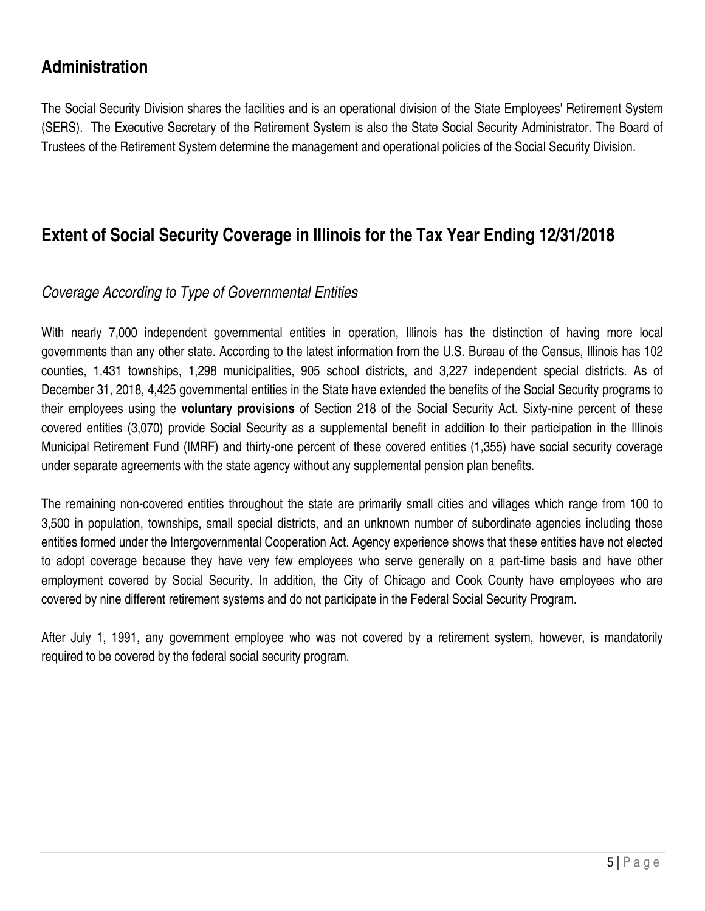## Administration

The Social Security Division shares the facilities and is an operational division of the State Employees' Retirement System (SERS). The Executive Secretary of the Retirement System is also the State Social Security Administrator. The Board of Trustees of the Retirement System determine the management and operational policies of the Social Security Division.

## Extent of Social Security Coverage in Illinois for the Tax Year Ending 12/31/2018

### *Coverage According to Type of Governmental Entities*

With nearly 7,000 independent governmental entities in operation, Illinois has the distinction of having more local governments than any other state. According to the latest information from the U.S. Bureau of the Census, Illinois has 102 counties, 1,431 townships, 1,298 municipalities, 905 school districts, and 3,227 independent special districts. As of December 31, 2018, 4,425 governmental entities in the State have extended the benefits of the Social Security programs to their employees using the **voluntary provisions** of Section 218 of the Social Security Act. Sixty-nine percent of these covered entities (3,070) provide Social Security as a supplemental benefit in addition to their participation in the Illinois Municipal Retirement Fund (IMRF) and thirty-one percent of these covered entities (1,355) have social security coverage under separate agreements with the state agency without any supplemental pension plan benefits.

The remaining non-covered entities throughout the state are primarily small cities and villages which range from 100 to 3,500 in population, townships, small special districts, and an unknown number of subordinate agencies including those entities formed under the Intergovernmental Cooperation Act. Agency experience shows that these entities have not elected to adopt coverage because they have very few employees who serve generally on a part-time basis and have other employment covered by Social Security. In addition, the City of Chicago and Cook County have employees who are covered by nine different retirement systems and do not participate in the Federal Social Security Program.

After July 1, 1991, any government employee who was not covered by a retirement system, however, is mandatorily required to be covered by the federal social security program.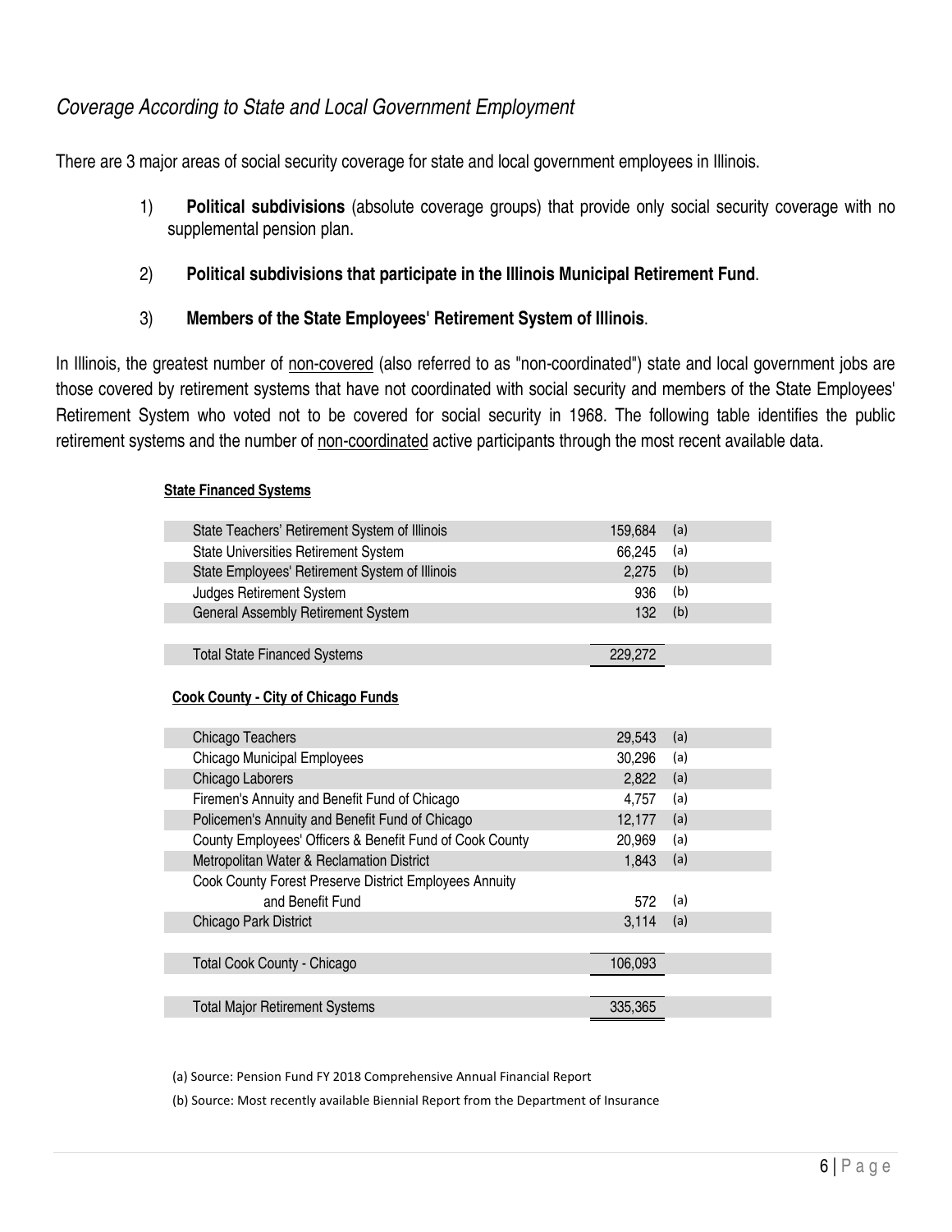## *Coverage According to State and Local Government Employment*

There are 3 major areas of social security coverage for state and local government employees in Illinois.

1) **Political subdivisions** (absolute coverage groups) that provide only social security coverage with no supplemental pension plan.

2) **Political subdivisions that participate in the Illinois Municipal Retirement Fund**.

3) **Members of the State Employees' Retirement System of Illinois**.

In Illinois, the greatest number of non-covered (also referred to as "non-coordinated") state and local government jobs are those covered by retirement systems that have not coordinated with social security and members of the State Employees' Retirement System who voted not to be covered for social security in 1968. The following table identifies the public retirement systems and the number of non-coordinated active participants through the most recent available data.

**State Financed Systems**

| System | Participants | Source |
|---|---|---|
| State Teachers' Retirement System of Illinois | 159,684 | (a) |
| State Universities Retirement System | 66,245 | (a) |
| State Employees' Retirement System of Illinois | 2,275 | (b) |
| Judges Retirement System | 936 | (b) |
| General Assembly Retirement System | 132 | (b) |
| Total State Financed Systems | 229,272 | |

**Cook County - City of Chicago Funds**

| System | Participants | Source |
|---|---|---|
| Chicago Teachers | 29,543 | (a) |
| Chicago Municipal Employees | 30,296 | (a) |
| Chicago Laborers | 2,822 | (a) |
| Firemen's Annuity and Benefit Fund of Chicago | 4,757 | (a) |
| Policemen's Annuity and Benefit Fund of Chicago | 12,177 | (a) |
| County Employees' Officers & Benefit Fund of Cook County | 20,969 | (a) |
| Metropolitan Water & Reclamation District | 1,843 | (a) |
| Cook County Forest Preserve District Employees Annuity and Benefit Fund | 572 | (a) |
| Chicago Park District | 3,114 | (a) |
| Total Cook County - Chicago | 106,093 | |
| Total Major Retirement Systems | 335,365 | |

(a) Source: Pension Fund FY 2018 Comprehensive Annual Financial Report

(b) Source: Most recently available Biennial Report from the Department of Insurance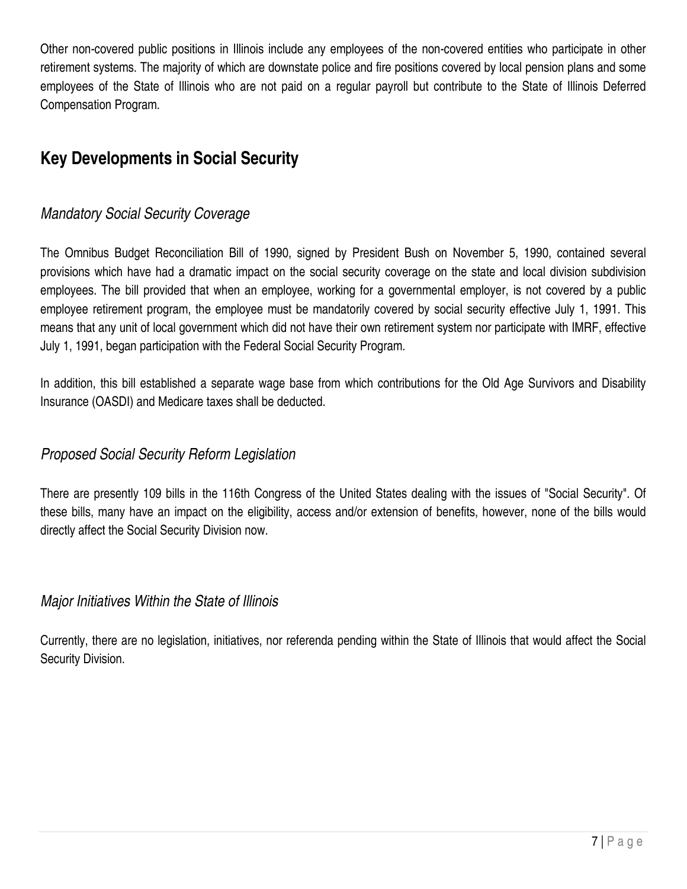Other non-covered public positions in Illinois include any employees of the non-covered entities who participate in other retirement systems. The majority of which are downstate police and fire positions covered by local pension plans and some employees of the State of Illinois who are not paid on a regular payroll but contribute to the State of Illinois Deferred Compensation Program.

## Key Developments in Social Security

### *Mandatory Social Security Coverage*

The Omnibus Budget Reconciliation Bill of 1990, signed by President Bush on November 5, 1990, contained several provisions which have had a dramatic impact on the social security coverage on the state and local division subdivision employees. The bill provided that when an employee, working for a governmental employer, is not covered by a public employee retirement program, the employee must be mandatorily covered by social security effective July 1, 1991. This means that any unit of local government which did not have their own retirement system nor participate with IMRF, effective July 1, 1991, began participation with the Federal Social Security Program.

In addition, this bill established a separate wage base from which contributions for the Old Age Survivors and Disability Insurance (OASDI) and Medicare taxes shall be deducted.

### *Proposed Social Security Reform Legislation*

There are presently 109 bills in the 116th Congress of the United States dealing with the issues of "Social Security". Of these bills, many have an impact on the eligibility, access and/or extension of benefits, however, none of the bills would directly affect the Social Security Division now.

### *Major Initiatives Within the State of Illinois*

Currently, there are no legislation, initiatives, nor referenda pending within the State of Illinois that would affect the Social Security Division.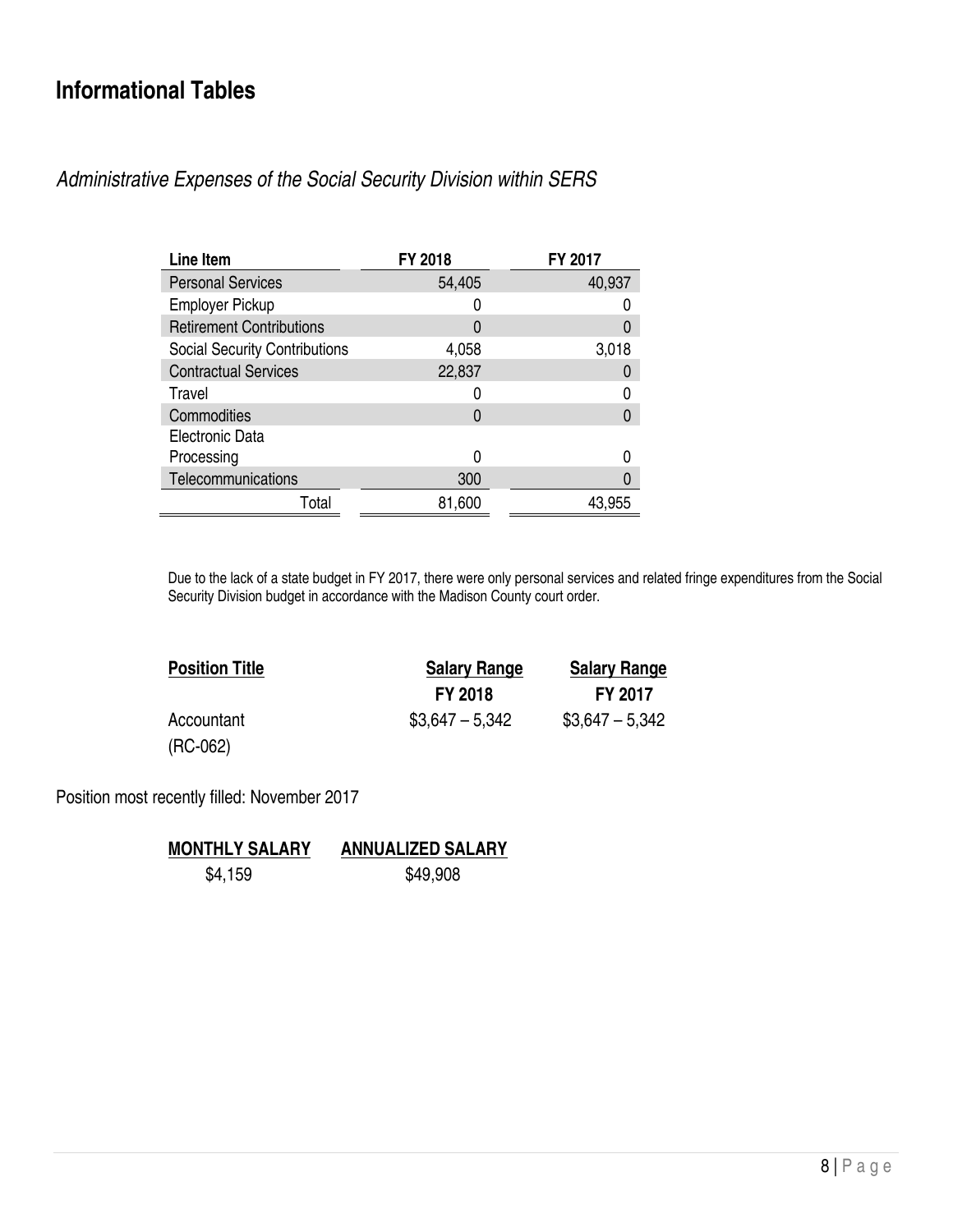## Informational Tables

### *Administrative Expenses of the Social Security Division within SERS*

| Line Item | FY 2018 | FY 2017 |
|---|---|---|
| Personal Services | 54,405 | 40,937 |
| Employer Pickup | 0 | 0 |
| Retirement Contributions | 0 | 0 |
| Social Security Contributions | 4,058 | 3,018 |
| Contractual Services | 22,837 | 0 |
| Travel | 0 | 0 |
| Commodities | 0 | 0 |
| Electronic Data Processing | 0 | 0 |
| Telecommunications | 300 | 0 |
| Total | 81,600 | 43,955 |

Due to the lack of a state budget in FY 2017, there were only personal services and related fringe expenditures from the Social Security Division budget in accordance with the Madison County court order.

| Position Title | Salary Range FY 2018 | Salary Range FY 2017 |
|---|---|---|
| Accountant (RC-062) | $3,647 – 5,342 | $3,647 – 5,342 |

Position most recently filled: November 2017

| MONTHLY SALARY | ANNUALIZED SALARY |
|---|---|
| $4,159 | $49,908 |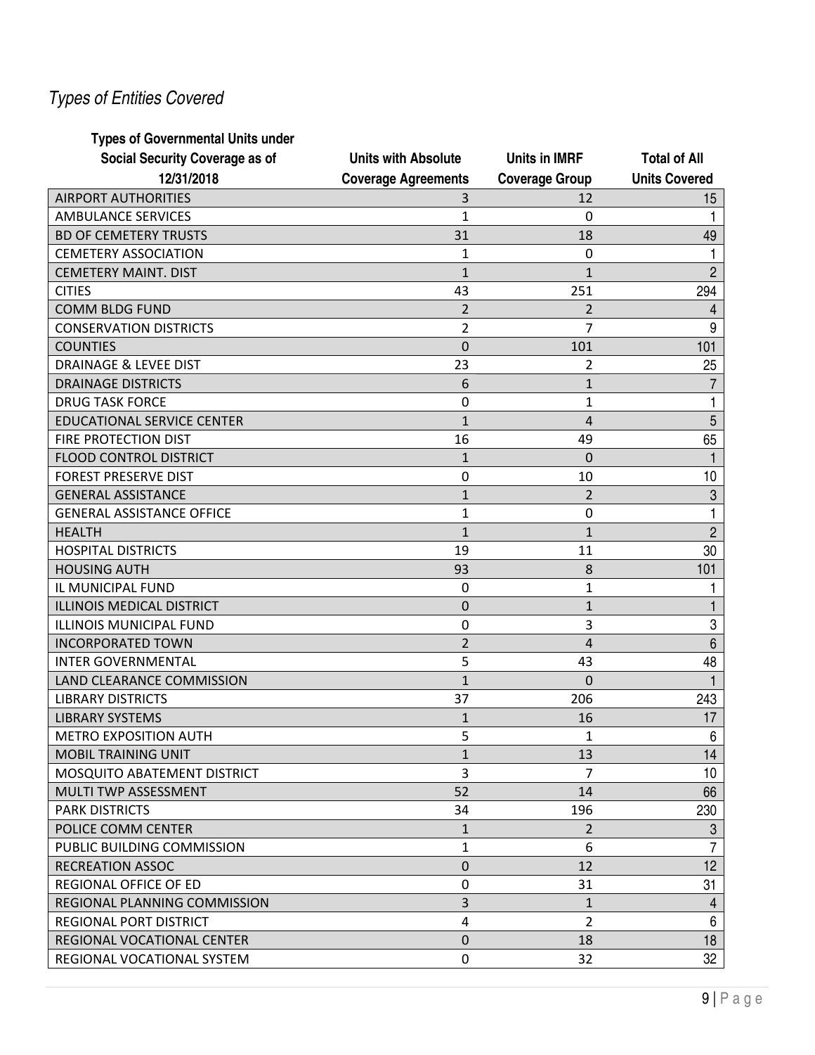## *Types of Entities Covered*

| Types of Governmental Units under Social Security Coverage as of 12/31/2018 | Units with Absolute Coverage Agreements | Units in IMRF Coverage Group | Total of All Units Covered |
|---|---|---|---|
| AIRPORT AUTHORITIES | 3 | 12 | 15 |
| AMBULANCE SERVICES | 1 | 0 | 1 |
| BD OF CEMETERY TRUSTS | 31 | 18 | 49 |
| CEMETERY ASSOCIATION | 1 | 0 | 1 |
| CEMETERY MAINT. DIST | 1 | 1 | 2 |
| CITIES | 43 | 251 | 294 |
| COMM BLDG FUND | 2 | 2 | 4 |
| CONSERVATION DISTRICTS | 2 | 7 | 9 |
| COUNTIES | 0 | 101 | 101 |
| DRAINAGE & LEVEE DIST | 23 | 2 | 25 |
| DRAINAGE DISTRICTS | 6 | 1 | 7 |
| DRUG TASK FORCE | 0 | 1 | 1 |
| EDUCATIONAL SERVICE CENTER | 1 | 4 | 5 |
| FIRE PROTECTION DIST | 16 | 49 | 65 |
| FLOOD CONTROL DISTRICT | 1 | 0 | 1 |
| FOREST PRESERVE DIST | 0 | 10 | 10 |
| GENERAL ASSISTANCE | 1 | 2 | 3 |
| GENERAL ASSISTANCE OFFICE | 1 | 0 | 1 |
| HEALTH | 1 | 1 | 2 |
| HOSPITAL DISTRICTS | 19 | 11 | 30 |
| HOUSING AUTH | 93 | 8 | 101 |
| IL MUNICIPAL FUND | 0 | 1 | 1 |
| ILLINOIS MEDICAL DISTRICT | 0 | 1 | 1 |
| ILLINOIS MUNICIPAL FUND | 0 | 3 | 3 |
| INCORPORATED TOWN | 2 | 4 | 6 |
| INTER GOVERNMENTAL | 5 | 43 | 48 |
| LAND CLEARANCE COMMISSION | 1 | 0 | 1 |
| LIBRARY DISTRICTS | 37 | 206 | 243 |
| LIBRARY SYSTEMS | 1 | 16 | 17 |
| METRO EXPOSITION AUTH | 5 | 1 | 6 |
| MOBIL TRAINING UNIT | 1 | 13 | 14 |
| MOSQUITO ABATEMENT DISTRICT | 3 | 7 | 10 |
| MULTI TWP ASSESSMENT | 52 | 14 | 66 |
| PARK DISTRICTS | 34 | 196 | 230 |
| POLICE COMM CENTER | 1 | 2 | 3 |
| PUBLIC BUILDING COMMISSION | 1 | 6 | 7 |
| RECREATION ASSOC | 0 | 12 | 12 |
| REGIONAL OFFICE OF ED | 0 | 31 | 31 |
| REGIONAL PLANNING COMMISSION | 3 | 1 | 4 |
| REGIONAL PORT DISTRICT | 4 | 2 | 6 |
| REGIONAL VOCATIONAL CENTER | 0 | 18 | 18 |
| REGIONAL VOCATIONAL SYSTEM | 0 | 32 | 32 |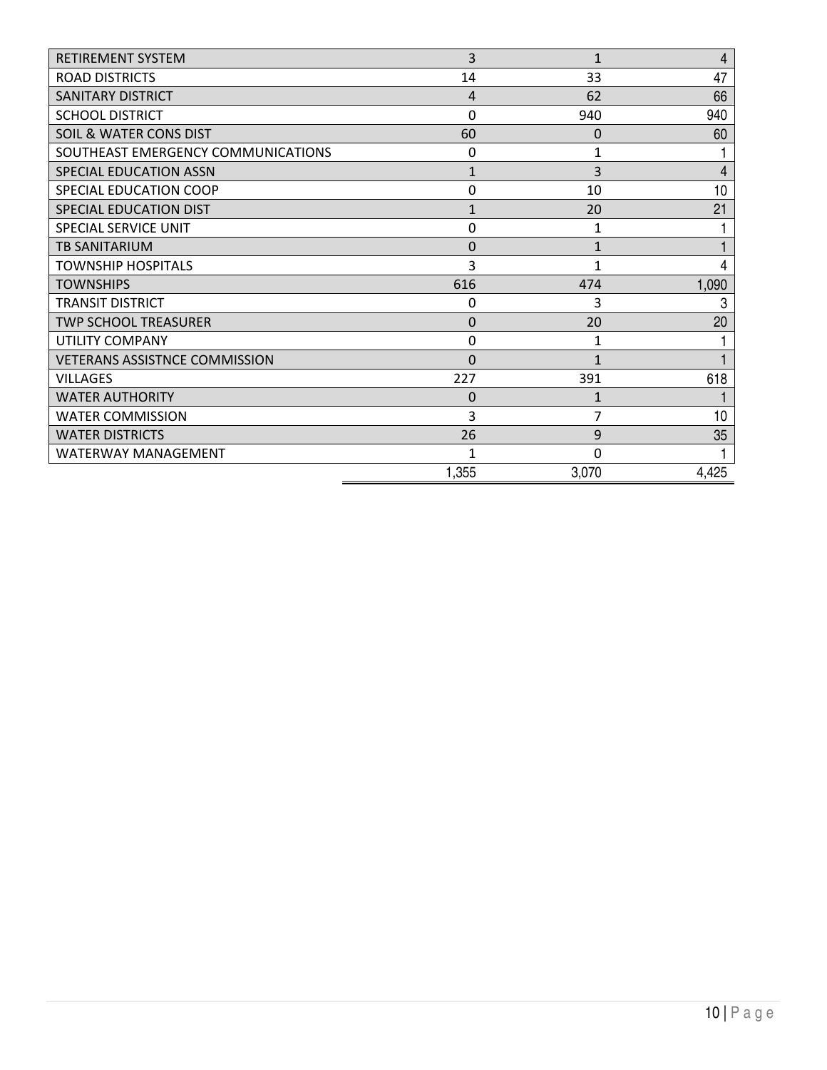| | | | |
|---|---|---|---|
| RETIREMENT SYSTEM | 3 | 1 | 4 |
| ROAD DISTRICTS | 14 | 33 | 47 |
| SANITARY DISTRICT | 4 | 62 | 66 |
| SCHOOL DISTRICT | 0 | 940 | 940 |
| SOIL & WATER CONS DIST | 60 | 0 | 60 |
| SOUTHEAST EMERGENCY COMMUNICATIONS | 0 | 1 | 1 |
| SPECIAL EDUCATION ASSN | 1 | 3 | 4 |
| SPECIAL EDUCATION COOP | 0 | 10 | 10 |
| SPECIAL EDUCATION DIST | 1 | 20 | 21 |
| SPECIAL SERVICE UNIT | 0 | 1 | 1 |
| TB SANITARIUM | 0 | 1 | 1 |
| TOWNSHIP HOSPITALS | 3 | 1 | 4 |
| TOWNSHIPS | 616 | 474 | 1,090 |
| TRANSIT DISTRICT | 0 | 3 | 3 |
| TWP SCHOOL TREASURER | 0 | 20 | 20 |
| UTILITY COMPANY | 0 | 1 | 1 |
| VETERANS ASSISTNCE COMMISSION | 0 | 1 | 1 |
| VILLAGES | 227 | 391 | 618 |
| WATER AUTHORITY | 0 | 1 | 1 |
| WATER COMMISSION | 3 | 7 | 10 |
| WATER DISTRICTS | 26 | 9 | 35 |
| WATERWAY MANAGEMENT | 1 | 0 | 1 |
| | 1,355 | 3,070 | 4,425 |